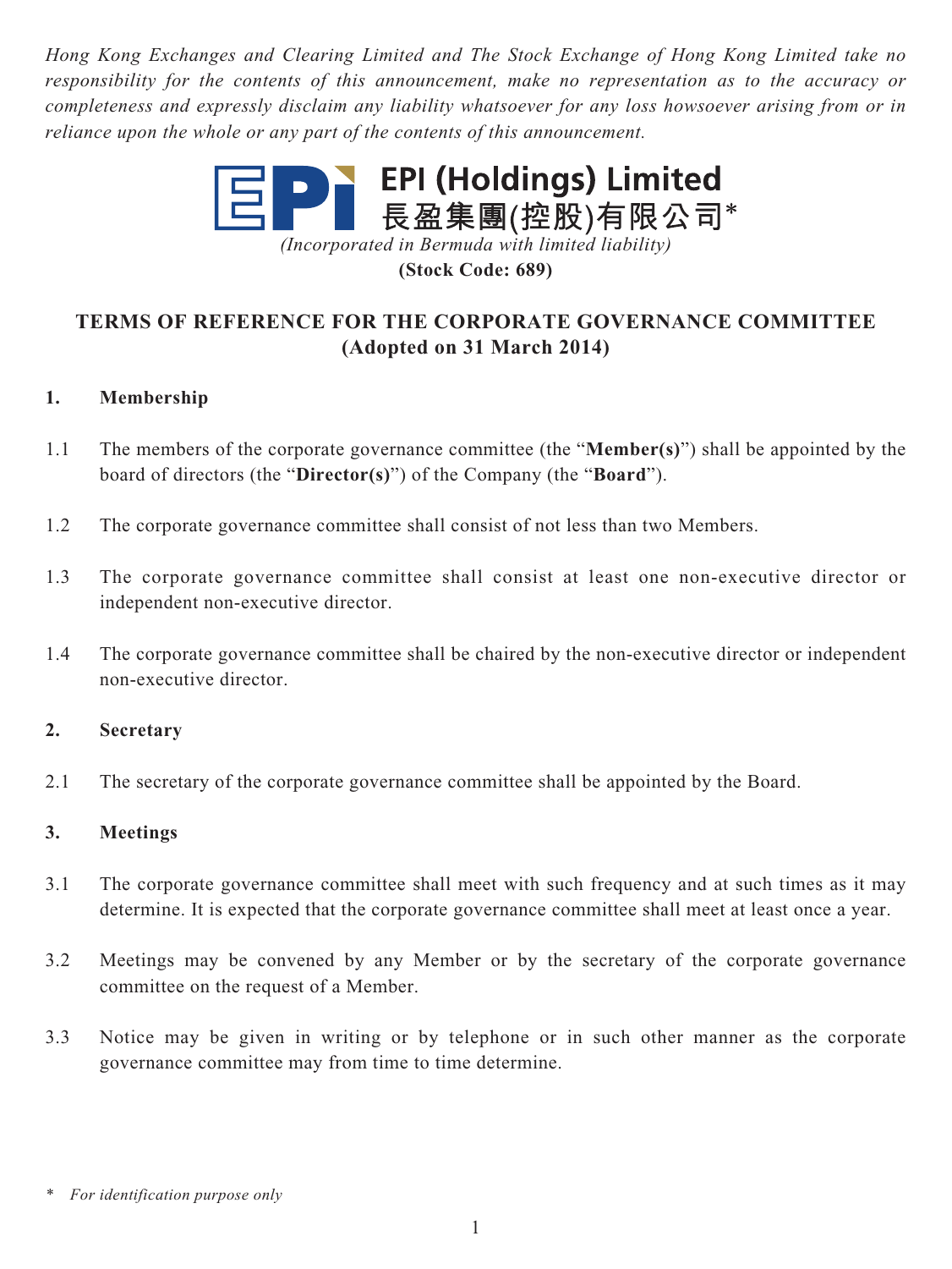*Hong Kong Exchanges and Clearing Limited and The Stock Exchange of Hong Kong Limited take no responsibility for the contents of this announcement, make no representation as to the accuracy or completeness and expressly disclaim any liability whatsoever for any loss howsoever arising from or in reliance upon the whole or any part of the contents of this announcement.*

**EPI (Holdings) Limited**
**長盈集團(控股)有限公司***

*(Incorporated in Bermuda with limited liability)*

**(Stock Code: 689)**

# TERMS OF REFERENCE FOR THE CORPORATE GOVERNANCE COMMITTEE (Adopted on 31 March 2014)

## 1. Membership

1.1 The members of the corporate governance committee (the "**Member(s)**") shall be appointed by the board of directors (the "**Director(s)**") of the Company (the "**Board**").

1.2 The corporate governance committee shall consist of not less than two Members.

1.3 The corporate governance committee shall consist at least one non-executive director or independent non-executive director.

1.4 The corporate governance committee shall be chaired by the non-executive director or independent non-executive director.

## 2. Secretary

2.1 The secretary of the corporate governance committee shall be appointed by the Board.

## 3. Meetings

3.1 The corporate governance committee shall meet with such frequency and at such times as it may determine. It is expected that the corporate governance committee shall meet at least once a year.

3.2 Meetings may be convened by any Member or by the secretary of the corporate governance committee on the request of a Member.

3.3 Notice may be given in writing or by telephone or in such other manner as the corporate governance committee may from time to time determine.

\* *For identification purpose only*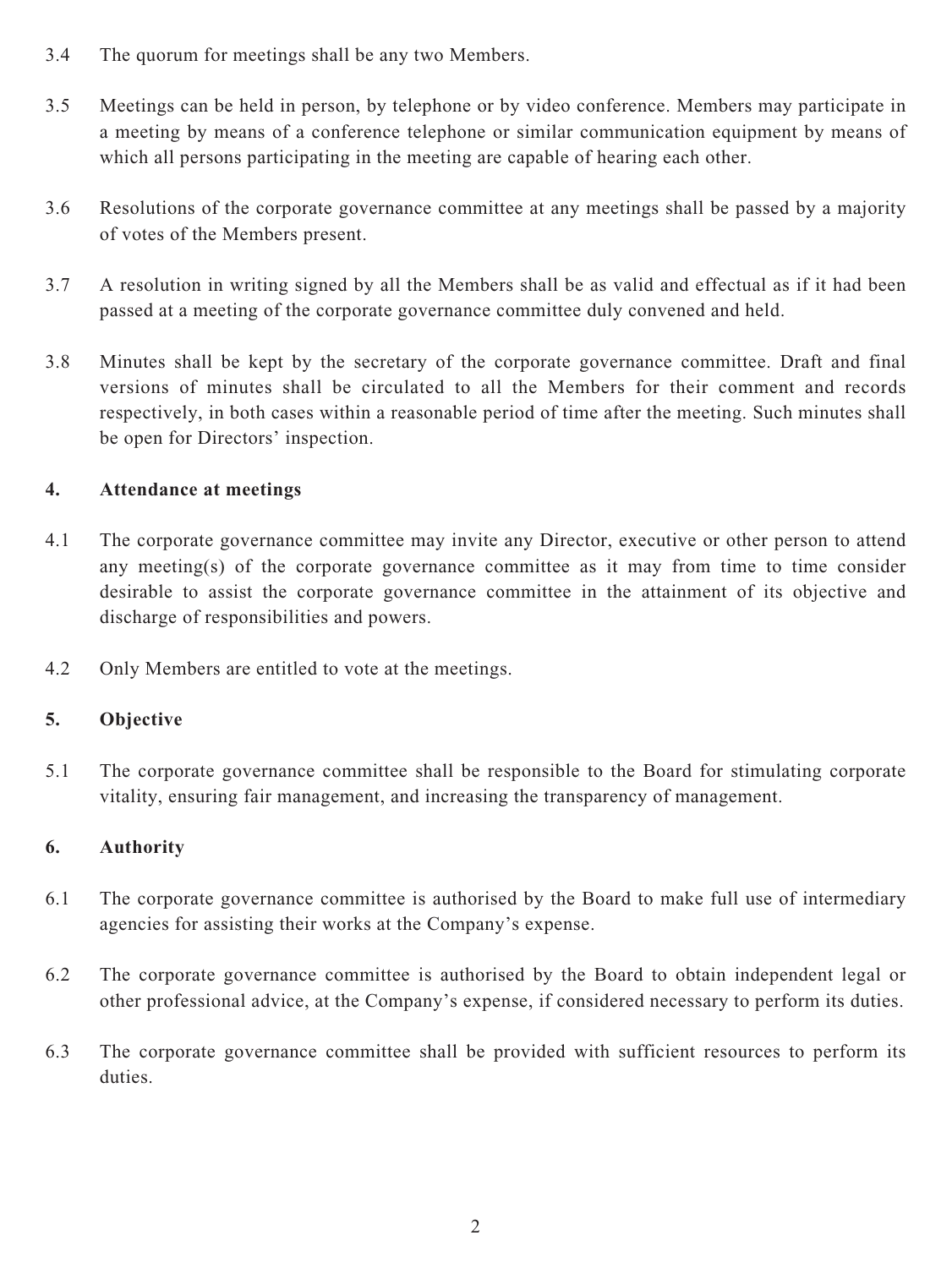3.4 The quorum for meetings shall be any two Members.

3.5 Meetings can be held in person, by telephone or by video conference. Members may participate in a meeting by means of a conference telephone or similar communication equipment by means of which all persons participating in the meeting are capable of hearing each other.

3.6 Resolutions of the corporate governance committee at any meetings shall be passed by a majority of votes of the Members present.

3.7 A resolution in writing signed by all the Members shall be as valid and effectual as if it had been passed at a meeting of the corporate governance committee duly convened and held.

3.8 Minutes shall be kept by the secretary of the corporate governance committee. Draft and final versions of minutes shall be circulated to all the Members for their comment and records respectively, in both cases within a reasonable period of time after the meeting. Such minutes shall be open for Directors' inspection.

## 4. Attendance at meetings

4.1 The corporate governance committee may invite any Director, executive or other person to attend any meeting(s) of the corporate governance committee as it may from time to time consider desirable to assist the corporate governance committee in the attainment of its objective and discharge of responsibilities and powers.

4.2 Only Members are entitled to vote at the meetings.

## 5. Objective

5.1 The corporate governance committee shall be responsible to the Board for stimulating corporate vitality, ensuring fair management, and increasing the transparency of management.

## 6. Authority

6.1 The corporate governance committee is authorised by the Board to make full use of intermediary agencies for assisting their works at the Company's expense.

6.2 The corporate governance committee is authorised by the Board to obtain independent legal or other professional advice, at the Company's expense, if considered necessary to perform its duties.

6.3 The corporate governance committee shall be provided with sufficient resources to perform its duties.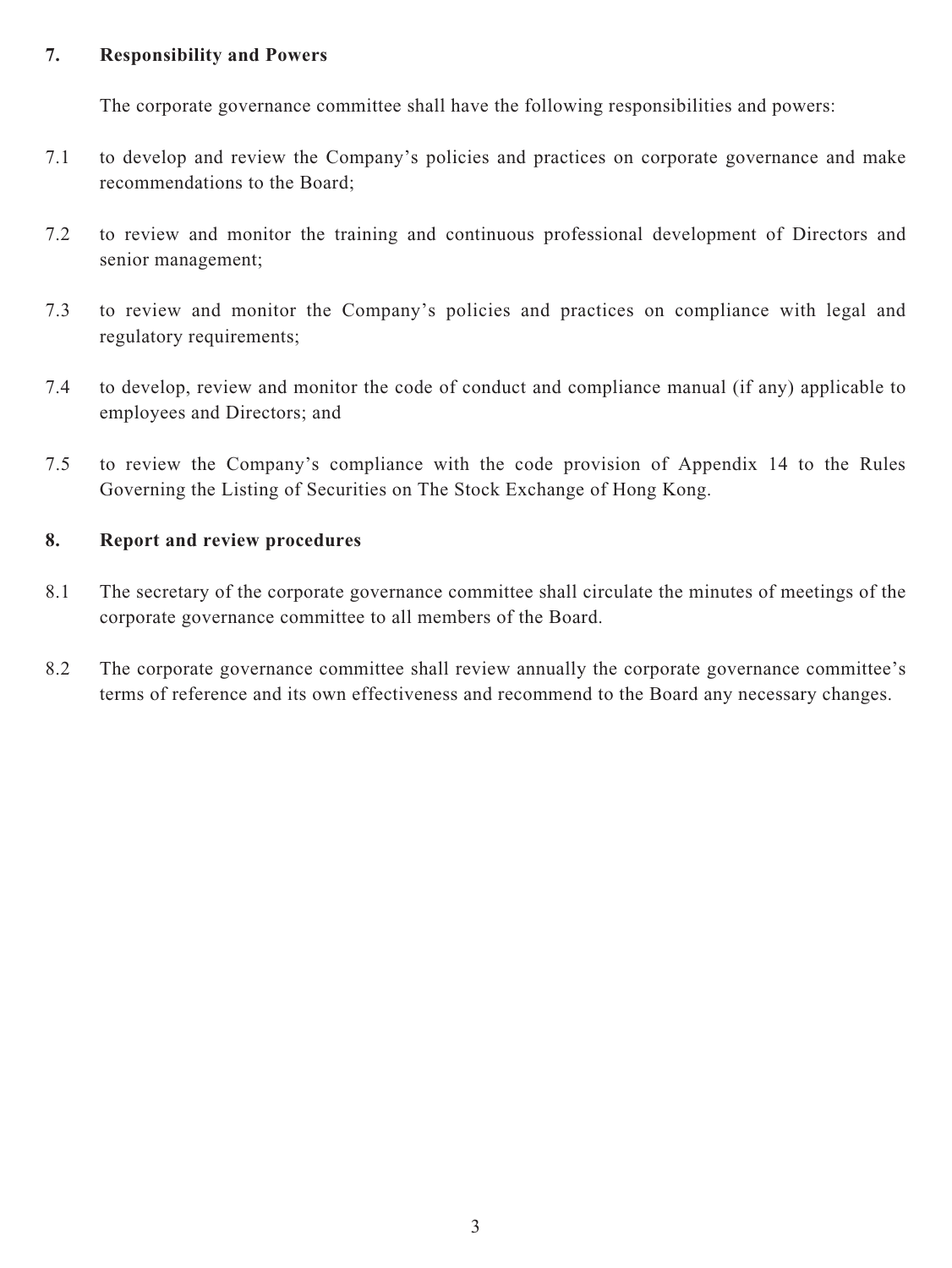## 7. Responsibility and Powers

The corporate governance committee shall have the following responsibilities and powers:

7.1 to develop and review the Company's policies and practices on corporate governance and make recommendations to the Board;

7.2 to review and monitor the training and continuous professional development of Directors and senior management;

7.3 to review and monitor the Company's policies and practices on compliance with legal and regulatory requirements;

7.4 to develop, review and monitor the code of conduct and compliance manual (if any) applicable to employees and Directors; and

7.5 to review the Company's compliance with the code provision of Appendix 14 to the Rules Governing the Listing of Securities on The Stock Exchange of Hong Kong.

## 8. Report and review procedures

8.1 The secretary of the corporate governance committee shall circulate the minutes of meetings of the corporate governance committee to all members of the Board.

8.2 The corporate governance committee shall review annually the corporate governance committee's terms of reference and its own effectiveness and recommend to the Board any necessary changes.